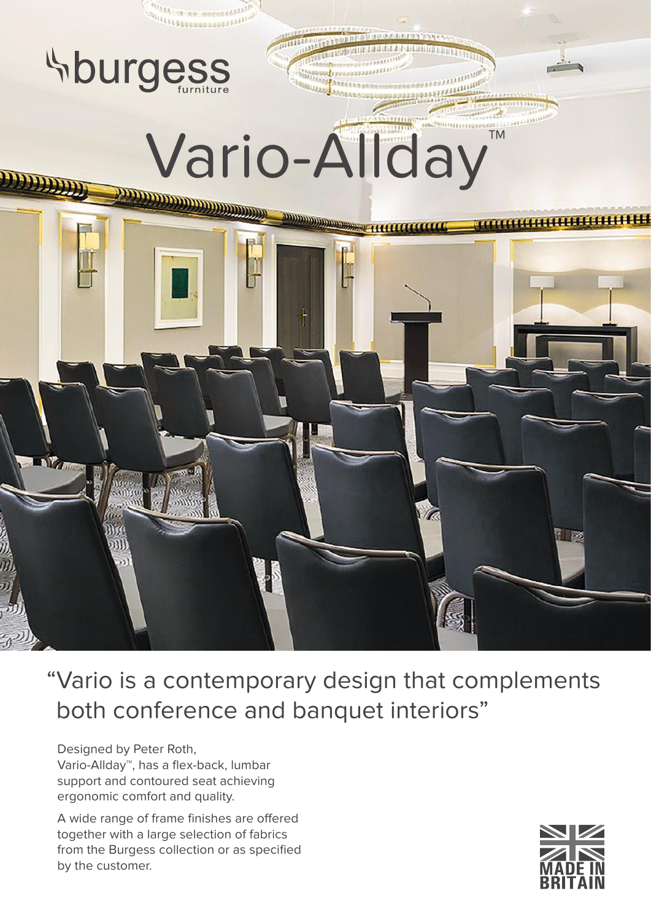burgess furniture

# Vario-Allday™

"Vario is a contemporary design that complements both conference and banquet interiors"

Designed by Peter Roth, Vario-Allday™, has a flex-back, lumbar support and contoured seat achieving ergonomic comfort and quality.

A wide range of frame finishes are offered together with a large selection of fabrics from the Burgess collection or as specified by the customer.

MADE IN BRITAIN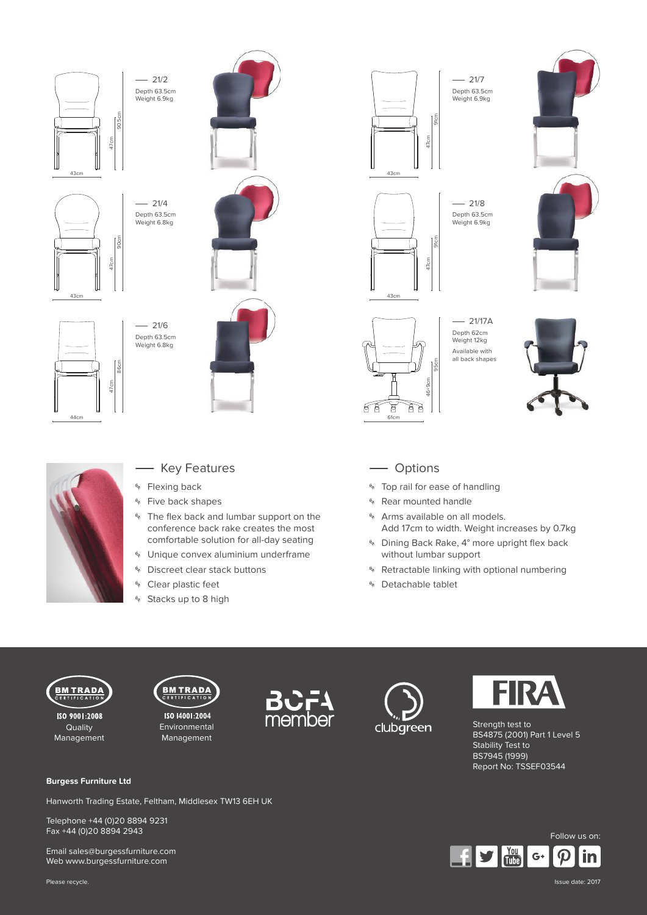## 21/2

Depth 63.5cm
Weight 6.9kg

43cm
47cm
90.5cm

## 21/7

Depth 63.5cm
Weight 6.9kg

43cm
47cm
91cm

## 21/4

Depth 63.5cm
Weight 6.8kg

43cm
47cm
90cm

## 21/8

Depth 63.5cm
Weight 6.9kg

43cm
47cm
91cm

## 21/6

Depth 63.5cm
Weight 6.8kg

44cm
47cm
86cm

## 21/17A

Depth 62cm
Weight 12kg
Available with all back shapes

61cm
46-59cm
95cm

## Key Features

- Flexing back
- Five back shapes
- The flex back and lumbar support on the conference back rake creates the most comfortable solution for all-day seating
- Unique convex aluminium underframe
- Discreet clear stack buttons
- Clear plastic feet
- Stacks up to 8 high

## Options

- Top rail for ease of handling
- Rear mounted handle
- Arms available on all models.
  Add 17cm to width. Weight increases by 0.7kg
- Dining Back Rake, 4° more upright flex back without lumbar support
- Retractable linking with optional numbering
- Detachable tablet

BM TRADA CERTIFICATION
ISO 9001:2008
Quality Management

BM TRADA CERTIFICATION
ISO 14001:2004
Environmental Management

BCFA member

clubgreen

FIRA

Strength test to BS4875 (2001) Part 1 Level 5
Stability Test to BS7945 (1999)
Report No: TSSEF03544

**Burgess Furniture Ltd**

Hanworth Trading Estate, Feltham, Middlesex TW13 6EH UK

Telephone +44 (0)20 8894 9231
Fax +44 (0)20 8894 2943

Email sales@burgessfurniture.com
Web www.burgessfurniture.com

Follow us on:

Please recycle.

Issue date: 2017